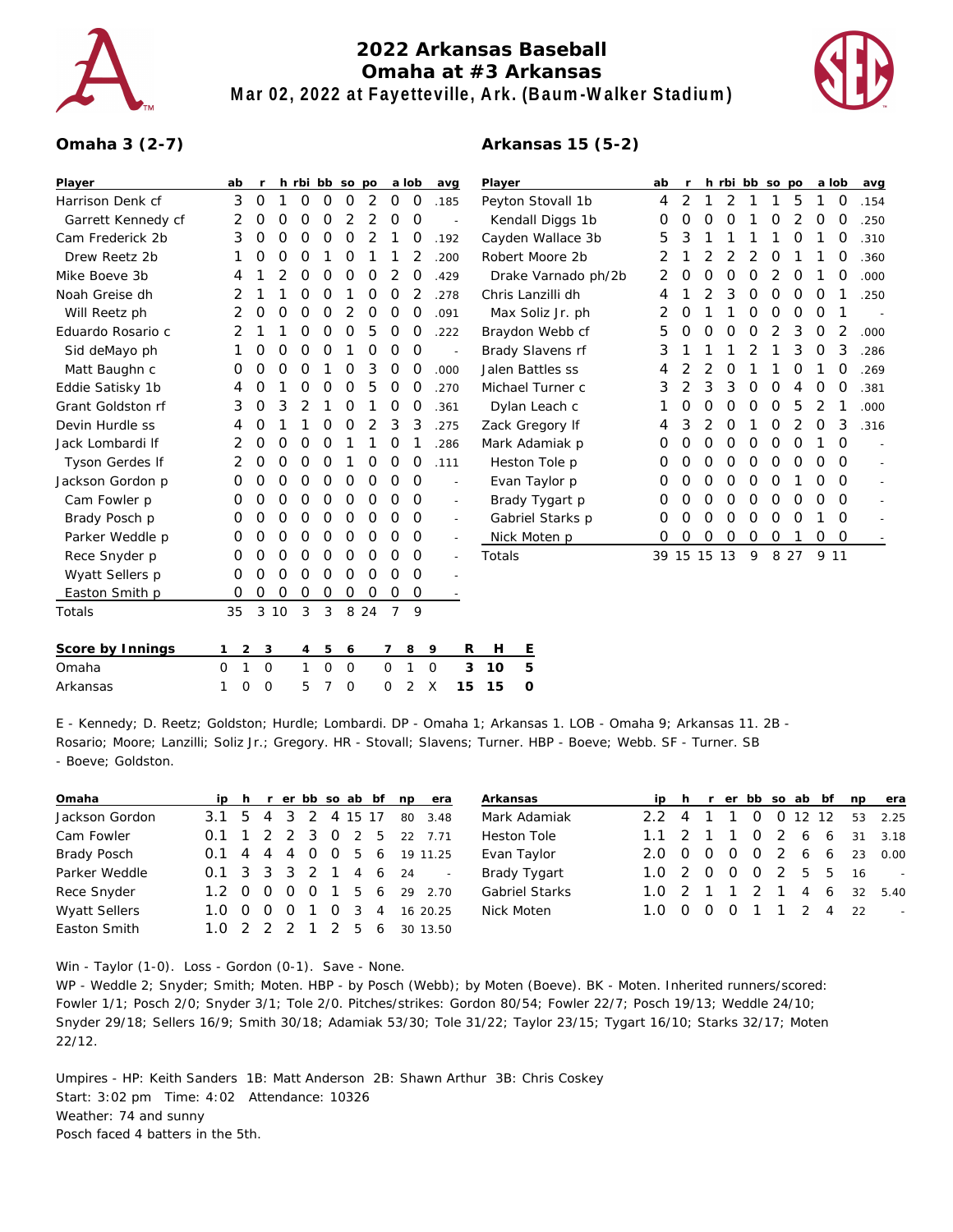# 2022 Arkansas Baseball

## Omaha at #3 Arkansas

**Mar 02, 2022 at Fayetteville, Ark. (Baum-Walker Stadium)**

### Omaha 3 (2-7)

| Player | ab | r | h | rbi | bb | so | po | a | lob | avg |
|---|---|---|---|---|---|---|---|---|---|---|
| Harrison Denk cf | 3 | 0 | 1 | 0 | 0 | 0 | 2 | 0 | 0 | .185 |
| Garrett Kennedy cf | 2 | 0 | 0 | 0 | 0 | 2 | 2 | 0 | 0 | - |
| Cam Frederick 2b | 3 | 0 | 0 | 0 | 0 | 0 | 2 | 1 | 0 | .192 |
| Drew Reetz 2b | 1 | 0 | 0 | 0 | 1 | 0 | 1 | 1 | 2 | .200 |
| Mike Boeve 3b | 4 | 1 | 2 | 0 | 0 | 0 | 0 | 2 | 0 | .429 |
| Noah Greise dh | 2 | 1 | 1 | 0 | 0 | 1 | 0 | 0 | 2 | .278 |
| Will Reetz ph | 2 | 0 | 0 | 0 | 0 | 2 | 0 | 0 | 0 | .091 |
| Eduardo Rosario c | 2 | 1 | 1 | 0 | 0 | 0 | 5 | 0 | 0 | .222 |
| Sid deMayo ph | 1 | 0 | 0 | 0 | 0 | 1 | 0 | 0 | 0 | - |
| Matt Baughn c | 0 | 0 | 0 | 0 | 1 | 0 | 3 | 0 | 0 | .000 |
| Eddie Satisky 1b | 4 | 0 | 1 | 0 | 0 | 0 | 5 | 0 | 0 | .270 |
| Grant Goldston rf | 3 | 0 | 3 | 2 | 1 | 0 | 1 | 0 | 0 | .361 |
| Devin Hurdle ss | 4 | 0 | 1 | 1 | 0 | 0 | 2 | 3 | 3 | .275 |
| Jack Lombardi lf | 2 | 0 | 0 | 0 | 0 | 1 | 1 | 0 | 1 | .286 |
| Tyson Gerdes lf | 2 | 0 | 0 | 0 | 0 | 1 | 0 | 0 | 0 | .111 |
| Jackson Gordon p | 0 | 0 | 0 | 0 | 0 | 0 | 0 | 0 | 0 | - |
| Cam Fowler p | 0 | 0 | 0 | 0 | 0 | 0 | 0 | 0 | 0 | - |
| Brady Posch p | 0 | 0 | 0 | 0 | 0 | 0 | 0 | 0 | 0 | - |
| Parker Weddle p | 0 | 0 | 0 | 0 | 0 | 0 | 0 | 0 | 0 | - |
| Rece Snyder p | 0 | 0 | 0 | 0 | 0 | 0 | 0 | 0 | 0 | - |
| Wyatt Sellers p | 0 | 0 | 0 | 0 | 0 | 0 | 0 | 0 | 0 | - |
| Easton Smith p | 0 | 0 | 0 | 0 | 0 | 0 | 0 | 0 | 0 | - |
| Totals | 35 | 3 | 10 | 3 | 3 | 8 | 24 | 7 | 9 | |

### Arkansas 15 (5-2)

| Player | ab | r | h | rbi | bb | so | po | a | lob | avg |
|---|---|---|---|---|---|---|---|---|---|---|
| Peyton Stovall 1b | 4 | 2 | 1 | 2 | 1 | 1 | 5 | 1 | 0 | .154 |
| Kendall Diggs 1b | 0 | 0 | 0 | 0 | 1 | 0 | 2 | 0 | 0 | .250 |
| Cayden Wallace 3b | 5 | 3 | 1 | 1 | 1 | 1 | 0 | 1 | 0 | .310 |
| Robert Moore 2b | 2 | 1 | 2 | 2 | 2 | 0 | 1 | 1 | 0 | .360 |
| Drake Varnado ph/2b | 2 | 0 | 0 | 0 | 0 | 2 | 0 | 1 | 0 | .000 |
| Chris Lanzilli dh | 4 | 1 | 2 | 3 | 0 | 0 | 0 | 0 | 1 | .250 |
| Max Soliz Jr. ph | 2 | 0 | 1 | 1 | 0 | 0 | 0 | 0 | 1 | - |
| Braydon Webb cf | 5 | 0 | 0 | 0 | 0 | 2 | 3 | 0 | 2 | .000 |
| Brady Slavens rf | 3 | 1 | 1 | 1 | 2 | 1 | 3 | 0 | 3 | .286 |
| Jalen Battles ss | 4 | 2 | 2 | 0 | 1 | 1 | 0 | 1 | 0 | .269 |
| Michael Turner c | 3 | 2 | 3 | 3 | 0 | 0 | 4 | 0 | 0 | .381 |
| Dylan Leach c | 1 | 0 | 0 | 0 | 0 | 0 | 5 | 2 | 1 | .000 |
| Zack Gregory lf | 4 | 3 | 2 | 0 | 1 | 0 | 2 | 0 | 3 | .316 |
| Mark Adamiak p | 0 | 0 | 0 | 0 | 0 | 0 | 0 | 1 | 0 | - |
| Heston Tole p | 0 | 0 | 0 | 0 | 0 | 0 | 0 | 0 | 0 | - |
| Evan Taylor p | 0 | 0 | 0 | 0 | 0 | 0 | 1 | 0 | 0 | - |
| Brady Tygart p | 0 | 0 | 0 | 0 | 0 | 0 | 0 | 0 | 0 | - |
| Gabriel Starks p | 0 | 0 | 0 | 0 | 0 | 0 | 0 | 1 | 0 | - |
| Nick Moten p | 0 | 0 | 0 | 0 | 0 | 0 | 1 | 0 | 0 | - |
| Totals | 39 | 15 | 15 | 13 | 9 | 8 | 27 | 9 | 11 | |

| Score by Innings | 1 | 2 | 3 | 4 | 5 | 6 | 7 | 8 | 9 | R | H | E |
|---|---|---|---|---|---|---|---|---|---|---|---|---|
| Omaha | 0 | 1 | 0 | 1 | 0 | 0 | 0 | 1 | 0 | 3 | 10 | 5 |
| Arkansas | 1 | 0 | 0 | 5 | 7 | 0 | 0 | 2 | X | 15 | 15 | 0 |

E - Kennedy; D. Reetz; Goldston; Hurdle; Lombardi. DP - Omaha 1; Arkansas 1. LOB - Omaha 9; Arkansas 11. 2B - Rosario; Moore; Lanzilli; Soliz Jr.; Gregory. HR - Stovall; Slavens; Turner. HBP - Boeve; Webb. SF - Turner. SB - Boeve; Goldston.

| Omaha | ip | h | r | er | bb | so | ab | bf | np | era |
|---|---|---|---|---|---|---|---|---|---|---|
| Jackson Gordon | 3.1 | 5 | 4 | 3 | 2 | 4 | 15 | 17 | 80 | 3.48 |
| Cam Fowler | 0.1 | 1 | 2 | 2 | 3 | 0 | 2 | 5 | 22 | 7.71 |
| Brady Posch | 0.1 | 4 | 4 | 4 | 0 | 0 | 5 | 6 | 19 | 11.25 |
| Parker Weddle | 0.1 | 3 | 3 | 3 | 2 | 1 | 4 | 6 | 24 | - |
| Rece Snyder | 1.2 | 0 | 0 | 0 | 0 | 1 | 5 | 6 | 29 | 2.70 |
| Wyatt Sellers | 1.0 | 0 | 0 | 0 | 1 | 0 | 3 | 4 | 16 | 20.25 |
| Easton Smith | 1.0 | 2 | 2 | 2 | 1 | 2 | 5 | 6 | 30 | 13.50 |

| Arkansas | ip | h | r | er | bb | so | ab | bf | np | era |
|---|---|---|---|---|---|---|---|---|---|---|
| Mark Adamiak | 2.2 | 4 | 1 | 1 | 0 | 0 | 12 | 12 | 53 | 2.25 |
| Heston Tole | 1.1 | 2 | 1 | 1 | 0 | 2 | 6 | 6 | 31 | 3.18 |
| Evan Taylor | 2.0 | 0 | 0 | 0 | 0 | 2 | 6 | 6 | 23 | 0.00 |
| Brady Tygart | 1.0 | 2 | 0 | 0 | 0 | 2 | 5 | 5 | 16 | - |
| Gabriel Starks | 1.0 | 2 | 1 | 1 | 2 | 1 | 4 | 6 | 32 | 5.40 |
| Nick Moten | 1.0 | 0 | 0 | 0 | 1 | 1 | 2 | 4 | 22 | - |

Win - Taylor (1-0). Loss - Gordon (0-1). Save - None.

WP - Weddle 2; Snyder; Smith; Moten. HBP - by Posch (Webb); by Moten (Boeve). BK - Moten. Inherited runners/scored: Fowler 1/1; Posch 2/0; Snyder 3/1; Tole 2/0. Pitches/strikes: Gordon 80/54; Fowler 22/7; Posch 19/13; Weddle 24/10; Snyder 29/18; Sellers 16/9; Smith 30/18; Adamiak 53/30; Tole 31/22; Taylor 23/15; Tygart 16/10; Starks 32/17; Moten 22/12.

Umpires - HP: Keith Sanders 1B: Matt Anderson 2B: Shawn Arthur 3B: Chris Coskey
Start: 3:02 pm Time: 4:02 Attendance: 10326
Weather: 74 and sunny
Posch faced 4 batters in the 5th.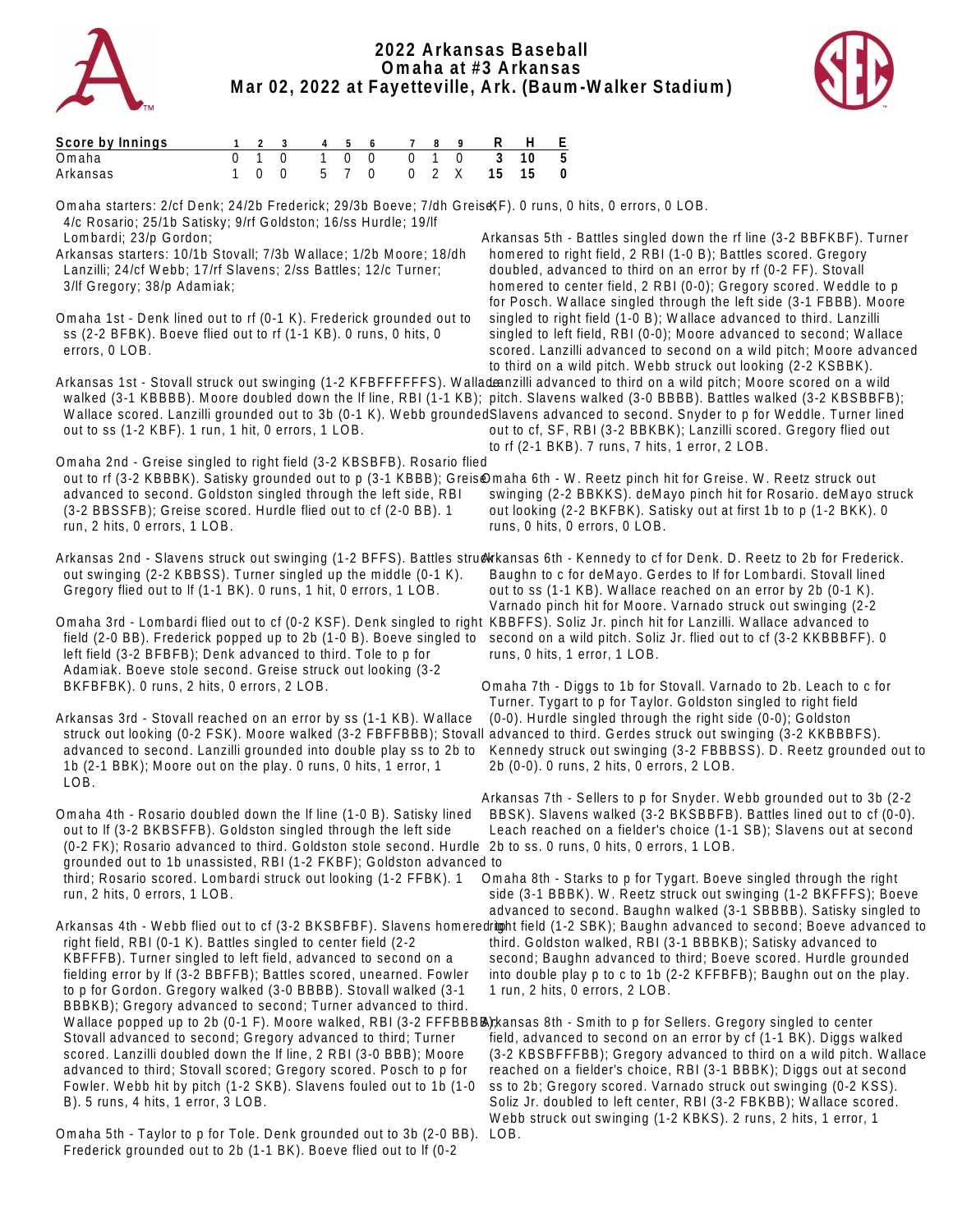# 2022 Arkansas Baseball
## Omaha at #3 Arkansas
### Mar 02, 2022 at Fayetteville, Ark. (Baum-Walker Stadium)

| Score by Innings | 1 | 2 | 3 | 4 | 5 | 6 | 7 | 8 | 9 | R | H | E |
|---|---|---|---|---|---|---|---|---|---|---|---|---|
| Omaha | 0 | 1 | 0 | 1 | 0 | 0 | 0 | 1 | 0 | 3 | 10 | 5 |
| Arkansas | 1 | 0 | 0 | 5 | 7 | 0 | 0 | 2 | X | 15 | 15 | 0 |

Omaha starters: 2/cf Denk; 24/2b Frederick; 29/3b Boeve; 7/dh Greise; 4/c Rosario; 25/1b Satisky; 9/rf Goldston; 16/ss Hurdle; 19/lf Lombardi; 23/p Gordon;

Arkansas starters: 10/1b Stovall; 7/3b Wallace; 1/2b Moore; 18/dh Lanzilli; 24/cf Webb; 17/rf Slavens; 2/ss Battles; 12/c Turner; 3/lf Gregory; 38/p Adamiak;

Omaha 1st - Denk lined out to rf (0-1 K). Frederick grounded out to ss (2-2 BFBK). Boeve flied out to rf (1-1 KB). 0 runs, 0 hits, 0 errors, 0 LOB.

Arkansas 1st - Stovall struck out swinging (1-2 KFBFFFFFFS). Wallace walked (3-1 KBBBB). Moore doubled down the lf line, RBI (1-1 KB); Wallace scored. Lanzilli grounded out to 3b (0-1 K). Webb grounded out to ss (1-2 KBF). 1 run, 1 hit, 0 errors, 1 LOB.

Omaha 2nd - Greise singled to right field (3-2 KBSBFB). Rosario flied out to rf (3-2 KBBBK). Satisky grounded out to p (3-1 KBBB); Greise advanced to second. Goldston singled through the left side, RBI (3-2 BBSSFB); Greise scored. Hurdle flied out to cf (2-0 BB). 1 run, 2 hits, 0 errors, 1 LOB.

Arkansas 2nd - Slavens struck out swinging (1-2 BFFS). Battles struck out swinging (2-2 KBBSS). Turner singled up the middle (0-1 K). Gregory flied out to lf (1-1 BK). 0 runs, 1 hit, 0 errors, 1 LOB.

Omaha 3rd - Lombardi flied out to cf (0-2 KSF). Denk singled to right field (2-0 BB). Frederick popped up to 2b (1-0 B). Boeve singled to left field (3-2 BFBFB); Denk advanced to third. Tole to p for Adamiak. Boeve stole second. Greise struck out looking (3-2 BKFBFBK). 0 runs, 2 hits, 0 errors, 2 LOB.

Arkansas 3rd - Stovall reached on an error by ss (1-1 KB). Wallace struck out looking (0-2 FSK). Moore walked (3-2 FBFFBBB); Stovall advanced to second. Lanzilli grounded into double play ss to 2b to 1b (2-1 BBK); Moore out on the play. 0 runs, 0 hits, 1 error, 1 LOB.

Omaha 4th - Rosario doubled down the lf line (1-0 B). Satisky lined out to lf (3-2 BKBSFFB). Goldston singled through the left side (0-2 FK); Rosario advanced to third. Goldston stole second. Hurdle grounded out to 1b unassisted, RBI (1-2 FKBF); Goldston advanced to third; Rosario scored. Lombardi struck out looking (1-2 FFBK). 1 run, 2 hits, 0 errors, 1 LOB.

Arkansas 4th - Webb flied out to cf (3-2 BKSBFBF). Slavens homered to right field, RBI (0-1 K). Battles singled to center field (2-2 KBFFFB). Turner singled to left field, advanced to second on a fielding error by lf (3-2 BBFFB); Battles scored, unearned. Fowler to p for Gordon. Gregory walked (3-0 BBBB). Stovall walked (3-1 BBBKB); Gregory advanced to second; Turner advanced to third. Wallace popped up to 2b (0-1 F). Moore walked, RBI (3-2 FFFBBBB); Stovall advanced to second; Gregory advanced to third; Turner scored. Lanzilli doubled down the lf line, 2 RBI (3-0 BBB); Moore advanced to third; Stovall scored; Gregory scored. Posch to p for Fowler. Webb hit by pitch (1-2 SKB). Slavens fouled out to 1b (1-0 B). 5 runs, 4 hits, 1 error, 3 LOB.

Omaha 5th - Taylor to p for Tole. Denk grounded out to 3b (2-0 BB). Frederick grounded out to 2b (1-1 BK). Boeve flied out to lf (0-2 KF). 0 runs, 0 hits, 0 errors, 0 LOB.

Arkansas 5th - Battles singled down the rf line (3-2 BBFKBF). Turner homered to right field, 2 RBI (1-0 B); Battles scored. Gregory doubled, advanced to third on an error by rf (0-2 FF). Stovall homered to center field, 2 RBI (0-0); Gregory scored. Weddle to p for Posch. Wallace singled through the left side (3-1 FBBB). Moore singled to right field (1-0 B); Wallace advanced to third. Lanzilli singled to left field, RBI (0-0); Moore advanced to second; Wallace scored. Lanzilli advanced to second on a wild pitch; Moore advanced to third on a wild pitch. Webb struck out looking (2-2 KSBBK). Lanzilli advanced to third on a wild pitch; Moore scored on a wild pitch. Slavens walked (3-0 BBBB). Battles walked (3-2 KBSBBFB); Slavens advanced to second. Snyder to p for Weddle. Turner lined out to cf, SF, RBI (3-2 BBKBK); Lanzilli scored. Gregory flied out to rf (2-1 BKB). 7 runs, 7 hits, 1 error, 2 LOB.

Omaha 6th - W. Reetz pinch hit for Greise. W. Reetz struck out swinging (2-2 BBKKS). deMayo pinch hit for Rosario. deMayo struck out looking (2-2 BKFBK). Satisky out at first 1b to p (1-2 BKK). 0 runs, 0 hits, 0 errors, 0 LOB.

Arkansas 6th - Kennedy to cf for Denk. D. Reetz to 2b for Frederick. Baughn to c for deMayo. Gerdes to lf for Lombardi. Stovall lined out to ss (1-1 KB). Wallace reached on an error by 2b (0-1 K). Varnado pinch hit for Moore. Varnado struck out swinging (2-2 KBBFFS). Soliz Jr. pinch hit for Lanzilli. Wallace advanced to second on a wild pitch. Soliz Jr. flied out to cf (3-2 KKBBBFF). 0 runs, 0 hits, 1 error, 1 LOB.

Omaha 7th - Diggs to 1b for Stovall. Varnado to 2b. Leach to c for Turner. Tygart to p for Taylor. Goldston singled to right field (0-0). Hurdle singled through the right side (0-0); Goldston advanced to third. Gerdes struck out swinging (3-2 KKBBBFS). Kennedy struck out swinging (3-2 FBBBSS). D. Reetz grounded out to 2b (0-0). 0 runs, 2 hits, 0 errors, 2 LOB.

Arkansas 7th - Sellers to p for Snyder. Webb grounded out to 3b (2-2 BBSK). Slavens walked (3-2 BKSBBFB). Battles lined out to cf (0-0). Leach reached on a fielder's choice (1-1 SB); Slavens out at second 2b to ss. 0 runs, 0 hits, 0 errors, 1 LOB.

Omaha 8th - Starks to p for Tygart. Boeve singled through the right side (3-1 BBBK). W. Reetz struck out swinging (1-2 BKFFFS); Boeve advanced to second. Baughn walked (3-1 SBBBB). Satisky singled to right field (1-2 SBK); Baughn advanced to second; Boeve advanced to third. Goldston walked, RBI (3-1 BBBKB); Satisky advanced to second; Baughn advanced to third; Boeve scored. Hurdle grounded into double play p to c to 1b (2-2 KFFBFB); Baughn out on the play. 1 run, 2 hits, 0 errors, 2 LOB.

Arkansas 8th - Smith to p for Sellers. Gregory singled to center field, advanced to second on an error by cf (1-1 BK). Diggs walked (3-2 KBSBFFFBB); Gregory advanced to third on a wild pitch. Wallace reached on a fielder's choice, RBI (3-1 BBBK); Diggs out at second ss to 2b; Gregory scored. Varnado struck out swinging (0-2 KSS). Soliz Jr. doubled to left center, RBI (3-2 FBKBB); Wallace scored. Webb struck out swinging (1-2 KBKS). 2 runs, 2 hits, 1 error, 1 LOB.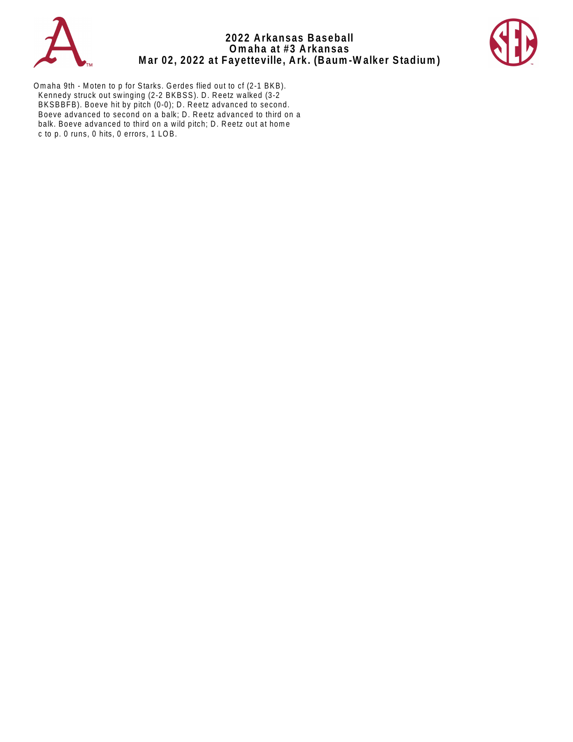Omaha 9th - Moten to p for Starks. Gerdes flied out to cf (2-1 BKB). Kennedy struck out swinging (2-2 BKBSS). D. Reetz walked (3-2 BKSBBFB). Boeve hit by pitch (0-0); D. Reetz advanced to second. Boeve advanced to second on a balk; D. Reetz advanced to third on a balk. Boeve advanced to third on a wild pitch; D. Reetz out at home c to p. 0 runs, 0 hits, 0 errors, 1 LOB.